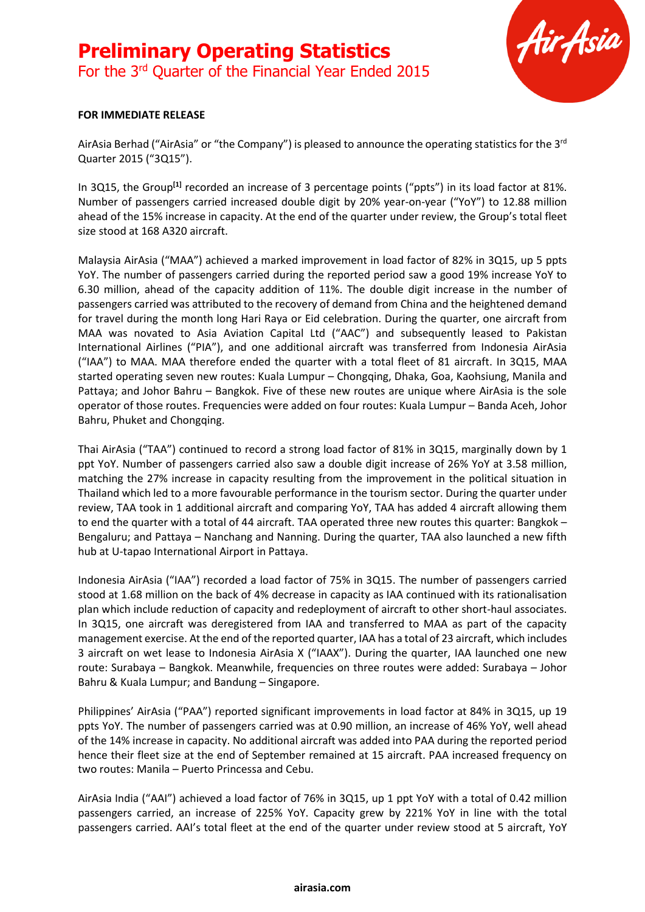# Preliminary Operating Statistics

## For the 3rd Quarter of the Financial Year Ended 2015

**FOR IMMEDIATE RELEASE**

AirAsia Berhad ("AirAsia" or "the Company") is pleased to announce the operating statistics for the 3rd Quarter 2015 ("3Q15").

In 3Q15, the Group[1] recorded an increase of 3 percentage points ("ppts") in its load factor at 81%. Number of passengers carried increased double digit by 20% year-on-year ("YoY") to 12.88 million ahead of the 15% increase in capacity. At the end of the quarter under review, the Group's total fleet size stood at 168 A320 aircraft.

Malaysia AirAsia ("MAA") achieved a marked improvement in load factor of 82% in 3Q15, up 5 ppts YoY. The number of passengers carried during the reported period saw a good 19% increase YoY to 6.30 million, ahead of the capacity addition of 11%. The double digit increase in the number of passengers carried was attributed to the recovery of demand from China and the heightened demand for travel during the month long Hari Raya or Eid celebration. During the quarter, one aircraft from MAA was novated to Asia Aviation Capital Ltd ("AAC") and subsequently leased to Pakistan International Airlines ("PIA"), and one additional aircraft was transferred from Indonesia AirAsia ("IAA") to MAA. MAA therefore ended the quarter with a total fleet of 81 aircraft. In 3Q15, MAA started operating seven new routes: Kuala Lumpur – Chongqing, Dhaka, Goa, Kaohsiung, Manila and Pattaya; and Johor Bahru – Bangkok. Five of these new routes are unique where AirAsia is the sole operator of those routes. Frequencies were added on four routes: Kuala Lumpur – Banda Aceh, Johor Bahru, Phuket and Chongqing.

Thai AirAsia ("TAA") continued to record a strong load factor of 81% in 3Q15, marginally down by 1 ppt YoY. Number of passengers carried also saw a double digit increase of 26% YoY at 3.58 million, matching the 27% increase in capacity resulting from the improvement in the political situation in Thailand which led to a more favourable performance in the tourism sector. During the quarter under review, TAA took in 1 additional aircraft and comparing YoY, TAA has added 4 aircraft allowing them to end the quarter with a total of 44 aircraft. TAA operated three new routes this quarter: Bangkok – Bengaluru; and Pattaya – Nanchang and Nanning. During the quarter, TAA also launched a new fifth hub at U-tapao International Airport in Pattaya.

Indonesia AirAsia ("IAA") recorded a load factor of 75% in 3Q15. The number of passengers carried stood at 1.68 million on the back of 4% decrease in capacity as IAA continued with its rationalisation plan which include reduction of capacity and redeployment of aircraft to other short-haul associates. In 3Q15, one aircraft was deregistered from IAA and transferred to MAA as part of the capacity management exercise. At the end of the reported quarter, IAA has a total of 23 aircraft, which includes 3 aircraft on wet lease to Indonesia AirAsia X ("IAAX"). During the quarter, IAA launched one new route: Surabaya – Bangkok. Meanwhile, frequencies on three routes were added: Surabaya – Johor Bahru & Kuala Lumpur; and Bandung – Singapore.

Philippines' AirAsia ("PAA") reported significant improvements in load factor at 84% in 3Q15, up 19 ppts YoY. The number of passengers carried was at 0.90 million, an increase of 46% YoY, well ahead of the 14% increase in capacity. No additional aircraft was added into PAA during the reported period hence their fleet size at the end of September remained at 15 aircraft. PAA increased frequency on two routes: Manila – Puerto Princessa and Cebu.

AirAsia India ("AAI") achieved a load factor of 76% in 3Q15, up 1 ppt YoY with a total of 0.42 million passengers carried, an increase of 225% YoY. Capacity grew by 221% YoY in line with the total passengers carried. AAI's total fleet at the end of the quarter under review stood at 5 aircraft, YoY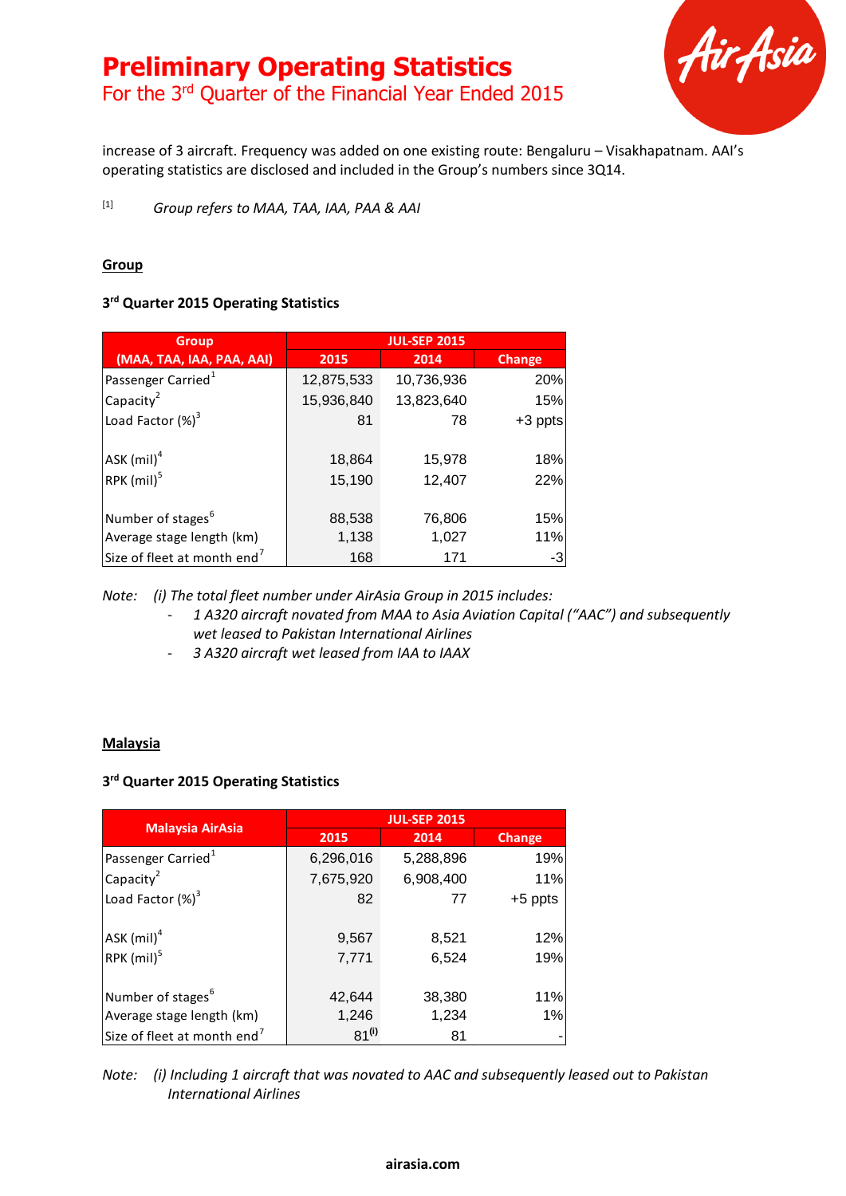increase of 3 aircraft. Frequency was added on one existing route: Bengaluru – Visakhapatnam. AAI's operating statistics are disclosed and included in the Group's numbers since 3Q14.

[1] *Group refers to MAA, TAA, IAA, PAA & AAI*

## Group

### 3rd Quarter 2015 Operating Statistics

| Group (MAA, TAA, IAA, PAA, AAI) | JUL-SEP 2015 | | |
|---|---|---|---|
| | 2015 | 2014 | Change |
| Passenger Carried[1] | 12,875,533 | 10,736,936 | 20% |
| Capacity[2] | 15,936,840 | 13,823,640 | 15% |
| Load Factor (%)[3] | 81 | 78 | +3 ppts |
| | | | |
| ASK (mil)[4] | 18,864 | 15,978 | 18% |
| RPK (mil)[5] | 15,190 | 12,407 | 22% |
| | | | |
| Number of stages[6] | 88,538 | 76,806 | 15% |
| Average stage length (km) | 1,138 | 1,027 | 11% |
| Size of fleet at month end[7] | 168 | 171 | -3 |

*Note: (i) The total fleet number under AirAsia Group in 2015 includes:*

- *1 A320 aircraft novated from MAA to Asia Aviation Capital ("AAC") and subsequently wet leased to Pakistan International Airlines*
- *3 A320 aircraft wet leased from IAA to IAAX*

## Malaysia

### 3rd Quarter 2015 Operating Statistics

| Malaysia AirAsia | JUL-SEP 2015 | | |
|---|---|---|---|
| | 2015 | 2014 | Change |
| Passenger Carried[1] | 6,296,016 | 5,288,896 | 19% |
| Capacity[2] | 7,675,920 | 6,908,400 | 11% |
| Load Factor (%)[3] | 82 | 77 | +5 ppts |
| | | | |
| ASK (mil)[4] | 9,567 | 8,521 | 12% |
| RPK (mil)[5] | 7,771 | 6,524 | 19% |
| | | | |
| Number of stages[6] | 42,644 | 38,380 | 11% |
| Average stage length (km) | 1,246 | 1,234 | 1% |
| Size of fleet at month end[7] | 81[(i)] | 81 | - |

*Note: (i) Including 1 aircraft that was novated to AAC and subsequently leased out to Pakistan International Airlines*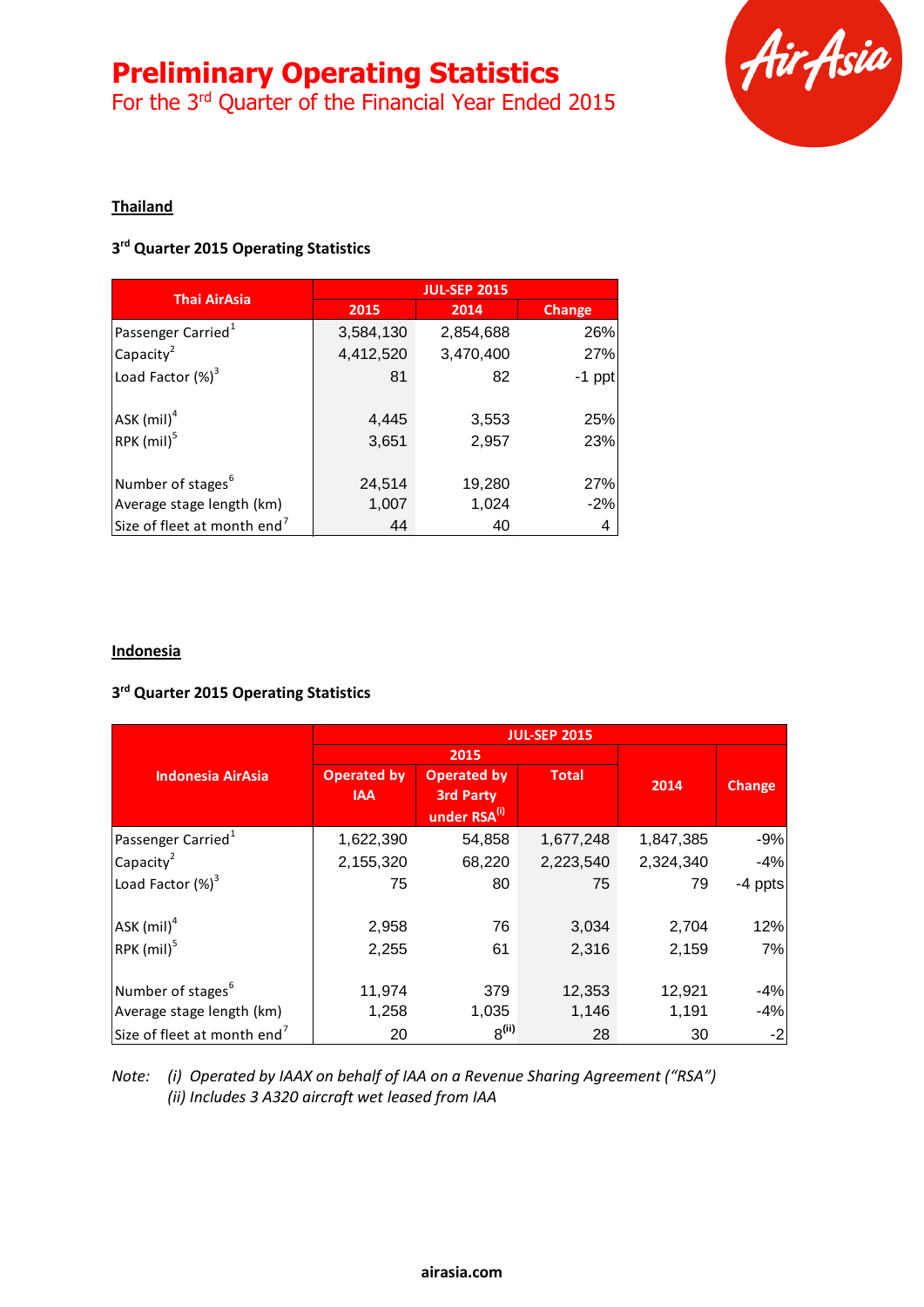# Preliminary Operating Statistics

For the 3rd Quarter of the Financial Year Ended 2015

## Thailand

### 3rd Quarter 2015 Operating Statistics

| Thai AirAsia | JUL-SEP 2015 | | |
|---|---|---|---|
| | 2015 | 2014 | Change |
| Passenger Carried[1] | 3,584,130 | 2,854,688 | 26% |
| Capacity[2] | 4,412,520 | 3,470,400 | 27% |
| Load Factor (%)[3] | 81 | 82 | -1 ppt |
| | | | |
| ASK (mil)[4] | 4,445 | 3,553 | 25% |
| RPK (mil)[5] | 3,651 | 2,957 | 23% |
| | | | |
| Number of stages[6] | 24,514 | 19,280 | 27% |
| Average stage length (km) | 1,007 | 1,024 | -2% |
| Size of fleet at month end[7] | 44 | 40 | 4 |

## Indonesia

### 3rd Quarter 2015 Operating Statistics

| Indonesia AirAsia | JUL-SEP 2015 | | | | |
|---|---|---|---|---|---|
| | 2015 | | | 2014 | Change |
| | Operated by IAA | Operated by 3rd Party under RSA[(i)] | Total | | |
| Passenger Carried[1] | 1,622,390 | 54,858 | 1,677,248 | 1,847,385 | -9% |
| Capacity[2] | 2,155,320 | 68,220 | 2,223,540 | 2,324,340 | -4% |
| Load Factor (%)[3] | 75 | 80 | 75 | 79 | -4 ppts |
| | | | | | |
| ASK (mil)[4] | 2,958 | 76 | 3,034 | 2,704 | 12% |
| RPK (mil)[5] | 2,255 | 61 | 2,316 | 2,159 | 7% |
| | | | | | |
| Number of stages[6] | 11,974 | 379 | 12,353 | 12,921 | -4% |
| Average stage length (km) | 1,258 | 1,035 | 1,146 | 1,191 | -4% |
| Size of fleet at month end[7] | 20 | 8[(ii)] | 28 | 30 | -2 |

*Note: (i) Operated by IAAX on behalf of IAA on a Revenue Sharing Agreement ("RSA")*
*(ii) Includes 3 A320 aircraft wet leased from IAA*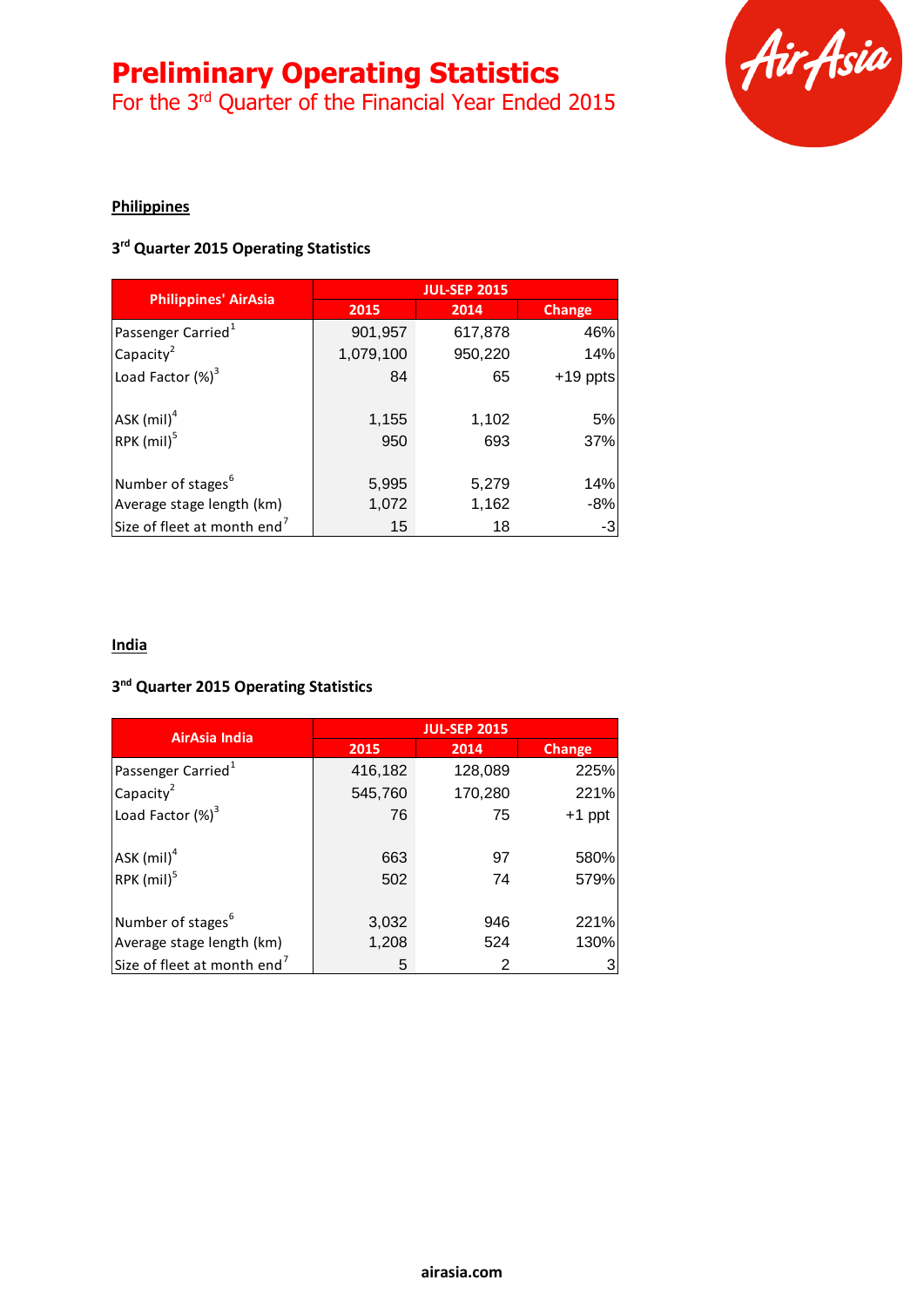# Preliminary Operating Statistics

For the 3rd Quarter of the Financial Year Ended 2015

## Philippines

### 3rd Quarter 2015 Operating Statistics

| Philippines' AirAsia | JUL-SEP 2015 | | |
|---|---|---|---|
| | 2015 | 2014 | Change |
| Passenger Carried[1] | 901,957 | 617,878 | 46% |
| Capacity[2] | 1,079,100 | 950,220 | 14% |
| Load Factor (%)[3] | 84 | 65 | +19 ppts |
| | | | |
| ASK (mil)[4] | 1,155 | 1,102 | 5% |
| RPK (mil)[5] | 950 | 693 | 37% |
| | | | |
| Number of stages[6] | 5,995 | 5,279 | 14% |
| Average stage length (km) | 1,072 | 1,162 | -8% |
| Size of fleet at month end[7] | 15 | 18 | -3 |

## India

### 3nd Quarter 2015 Operating Statistics

| AirAsia India | JUL-SEP 2015 | | |
|---|---|---|---|
| | 2015 | 2014 | Change |
| Passenger Carried[1] | 416,182 | 128,089 | 225% |
| Capacity[2] | 545,760 | 170,280 | 221% |
| Load Factor (%)[3] | 76 | 75 | +1 ppt |
| | | | |
| ASK (mil)[4] | 663 | 97 | 580% |
| RPK (mil)[5] | 502 | 74 | 579% |
| | | | |
| Number of stages[6] | 3,032 | 946 | 221% |
| Average stage length (km) | 1,208 | 524 | 130% |
| Size of fleet at month end[7] | 5 | 2 | 3 |

airasia.com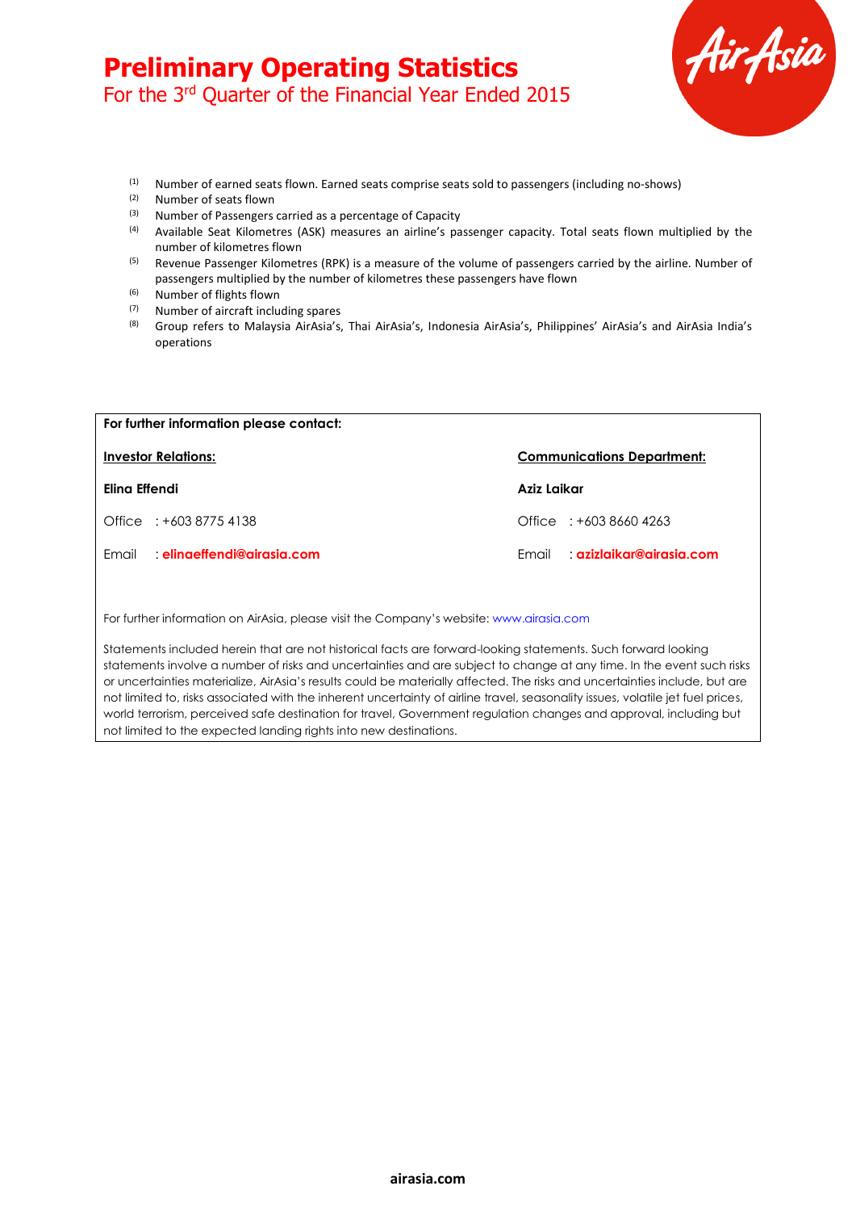# Preliminary Operating Statistics

For the 3rd Quarter of the Financial Year Ended 2015

(1) Number of earned seats flown. Earned seats comprise seats sold to passengers (including no-shows)
(2) Number of seats flown
(3) Number of Passengers carried as a percentage of Capacity
(4) Available Seat Kilometres (ASK) measures an airline's passenger capacity. Total seats flown multiplied by the number of kilometres flown
(5) Revenue Passenger Kilometres (RPK) is a measure of the volume of passengers carried by the airline. Number of passengers multiplied by the number of kilometres these passengers have flown
(6) Number of flights flown
(7) Number of aircraft including spares
(8) Group refers to Malaysia AirAsia's, Thai AirAsia's, Indonesia AirAsia's, Philippines' AirAsia's and AirAsia India's operations

**For further information please contact:**

**Investor Relations:**

**Elina Effendi**

Office : +603 8775 4138

Email : **elinaeffendi@airasia.com**

**Communications Department:**

**Aziz Laikar**

Office : +603 8660 4263

Email : **azizlaikar@airasia.com**

For further information on AirAsia, please visit the Company's website: www.airasia.com

Statements included herein that are not historical facts are forward-looking statements. Such forward looking statements involve a number of risks and uncertainties and are subject to change at any time. In the event such risks or uncertainties materialize, AirAsia's results could be materially affected. The risks and uncertainties include, but are not limited to, risks associated with the inherent uncertainty of airline travel, seasonality issues, volatile jet fuel prices, world terrorism, perceived safe destination for travel, Government regulation changes and approval, including but not limited to the expected landing rights into new destinations.